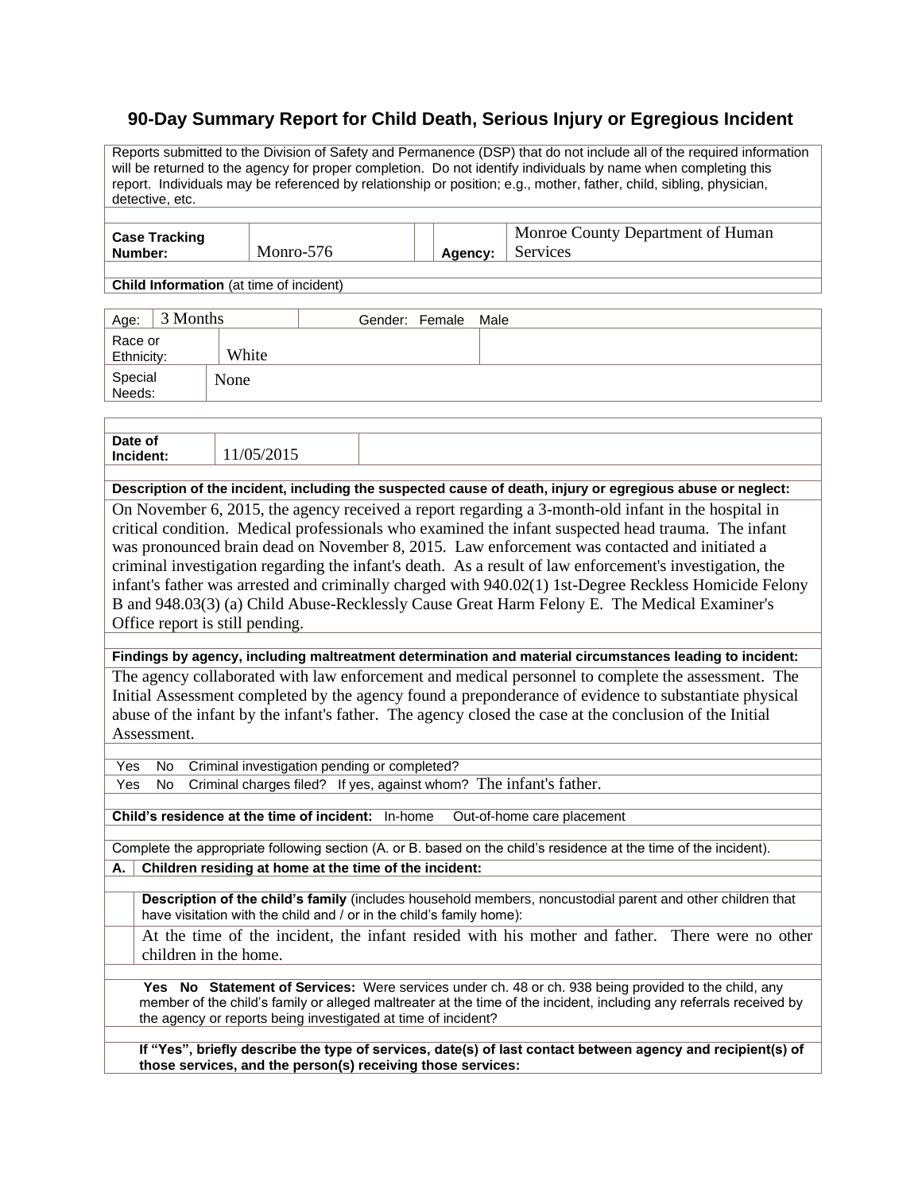# 90-Day Summary Report for Child Death, Serious Injury or Egregious Incident

Reports submitted to the Division of Safety and Permanence (DSP) that do not include all of the required information will be returned to the agency for proper completion. Do not identify individuals by name when completing this report. Individuals may be referenced by relationship or position; e.g., mother, father, child, sibling, physician, detective, etc.

| **Case Tracking Number:** | Monro-576 | **Agency:** | Monroe County Department of Human Services |
|---|---|---|---|

**Child Information** (at time of incident)

| Age: | 3 Months | Gender: Female Male |
|---|---|---|
| Race or Ethnicity: | White | |
| Special Needs: | None | |

| **Date of Incident:** | 11/05/2015 |
|---|---|

**Description of the incident, including the suspected cause of death, injury or egregious abuse or neglect:**

On November 6, 2015, the agency received a report regarding a 3-month-old infant in the hospital in critical condition. Medical professionals who examined the infant suspected head trauma. The infant was pronounced brain dead on November 8, 2015. Law enforcement was contacted and initiated a criminal investigation regarding the infant's death. As a result of law enforcement's investigation, the infant's father was arrested and criminally charged with 940.02(1) 1st-Degree Reckless Homicide Felony B and 948.03(3) (a) Child Abuse-Recklessly Cause Great Harm Felony E. The Medical Examiner's Office report is still pending.

**Findings by agency, including maltreatment determination and material circumstances leading to incident:**

The agency collaborated with law enforcement and medical personnel to complete the assessment. The Initial Assessment completed by the agency found a preponderance of evidence to substantiate physical abuse of the infant by the infant's father. The agency closed the case at the conclusion of the Initial Assessment.

Yes No Criminal investigation pending or completed?

Yes No Criminal charges filed? If yes, against whom? The infant's father.

**Child's residence at the time of incident:** In-home Out-of-home care placement

Complete the appropriate following section (A. or B. based on the child's residence at the time of the incident).

**A. Children residing at home at the time of the incident:**

**Description of the child's family** (includes household members, noncustodial parent and other children that have visitation with the child and / or in the child's family home):

At the time of the incident, the infant resided with his mother and father. There were no other children in the home.

**Yes No Statement of Services:** Were services under ch. 48 or ch. 938 being provided to the child, any member of the child's family or alleged maltreater at the time of the incident, including any referrals received by the agency or reports being investigated at time of incident?

**If "Yes", briefly describe the type of services, date(s) of last contact between agency and recipient(s) of those services, and the person(s) receiving those services:**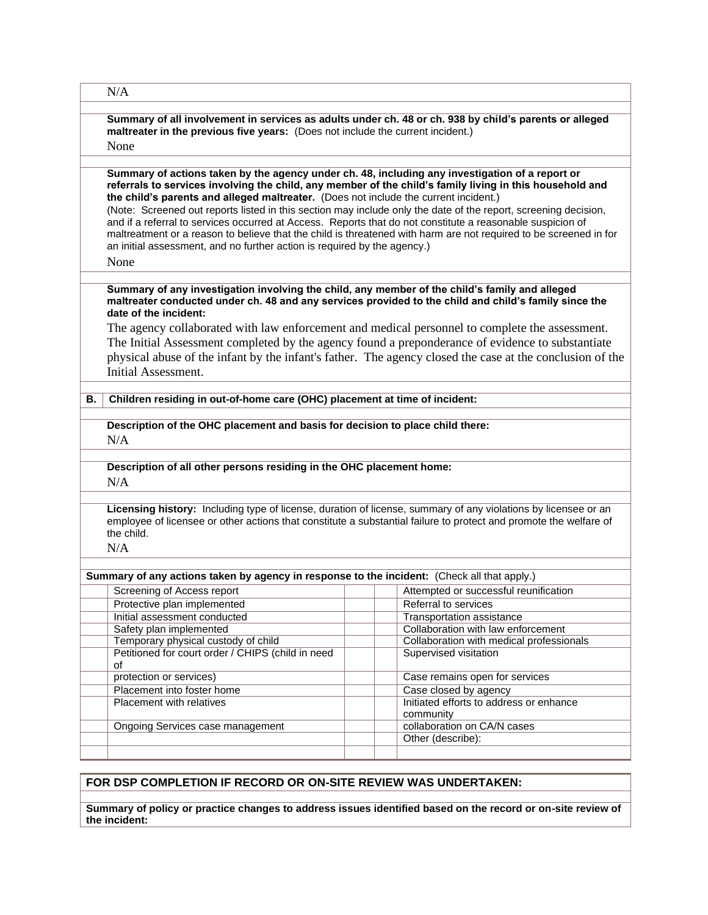N/A

**Summary of all involvement in services as adults under ch. 48 or ch. 938 by child's parents or alleged maltreater in the previous five years:** (Does not include the current incident.)

None

**Summary of actions taken by the agency under ch. 48, including any investigation of a report or referrals to services involving the child, any member of the child's family living in this household and the child's parents and alleged maltreater.** (Does not include the current incident.)
(Note: Screened out reports listed in this section may include only the date of the report, screening decision, and if a referral to services occurred at Access. Reports that do not constitute a reasonable suspicion of maltreatment or a reason to believe that the child is threatened with harm are not required to be screened in for an initial assessment, and no further action is required by the agency.)

None

**Summary of any investigation involving the child, any member of the child's family and alleged maltreater conducted under ch. 48 and any services provided to the child and child's family since the date of the incident:**

The agency collaborated with law enforcement and medical personnel to complete the assessment. The Initial Assessment completed by the agency found a preponderance of evidence to substantiate physical abuse of the infant by the infant's father. The agency closed the case at the conclusion of the Initial Assessment.

**B. Children residing in out-of-home care (OHC) placement at time of incident:**

**Description of the OHC placement and basis for decision to place child there:**

N/A

**Description of all other persons residing in the OHC placement home:**

N/A

**Licensing history:** Including type of license, duration of license, summary of any violations by licensee or an employee of licensee or other actions that constitute a substantial failure to protect and promote the welfare of the child.

N/A

**Summary of any actions taken by agency in response to the incident:** (Check all that apply.)

| | | | | |
|---|---|---|---|---|
| | Screening of Access report | | | Attempted or successful reunification |
| | Protective plan implemented | | | Referral to services |
| | Initial assessment conducted | | | Transportation assistance |
| | Safety plan implemented | | | Collaboration with law enforcement |
| | Temporary physical custody of child | | | Collaboration with medical professionals |
| | Petitioned for court order / CHIPS (child in need of protection or services) | | | Supervised visitation |
| | | | | Case remains open for services |
| | Placement into foster home | | | Case closed by agency |
| | Placement with relatives | | | Initiated efforts to address or enhance community collaboration on CA/N cases |
| | Ongoing Services case management | | | |
| | | | | Other (describe): |

**FOR DSP COMPLETION IF RECORD OR ON-SITE REVIEW WAS UNDERTAKEN:**

**Summary of policy or practice changes to address issues identified based on the record or on-site review of the incident:**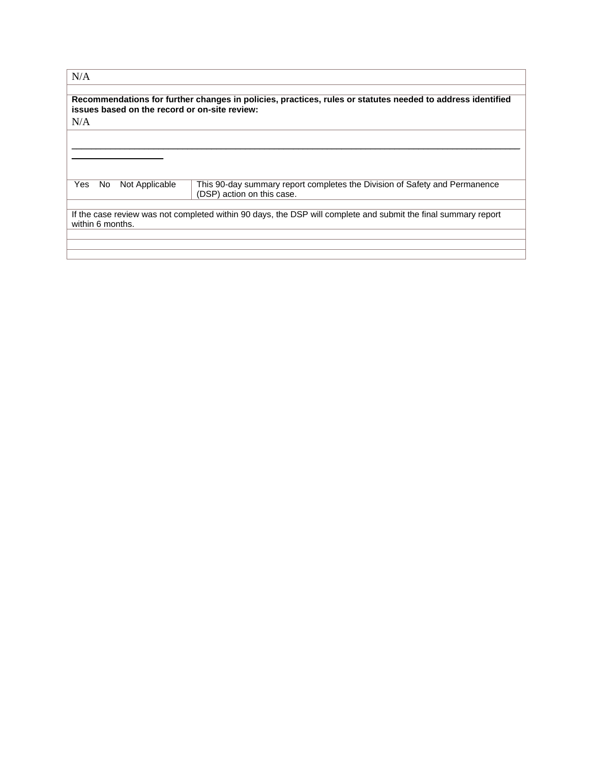N/A

**Recommendations for further changes in policies, practices, rules or statutes needed to address identified issues based on the record or on-site review:**

N/A

____________________________________________________________________________________________

| | |
|---|---|
| Yes No Not Applicable | This 90-day summary report completes the Division of Safety and Permanence (DSP) action on this case. |

If the case review was not completed within 90 days, the DSP will complete and submit the final summary report within 6 months.